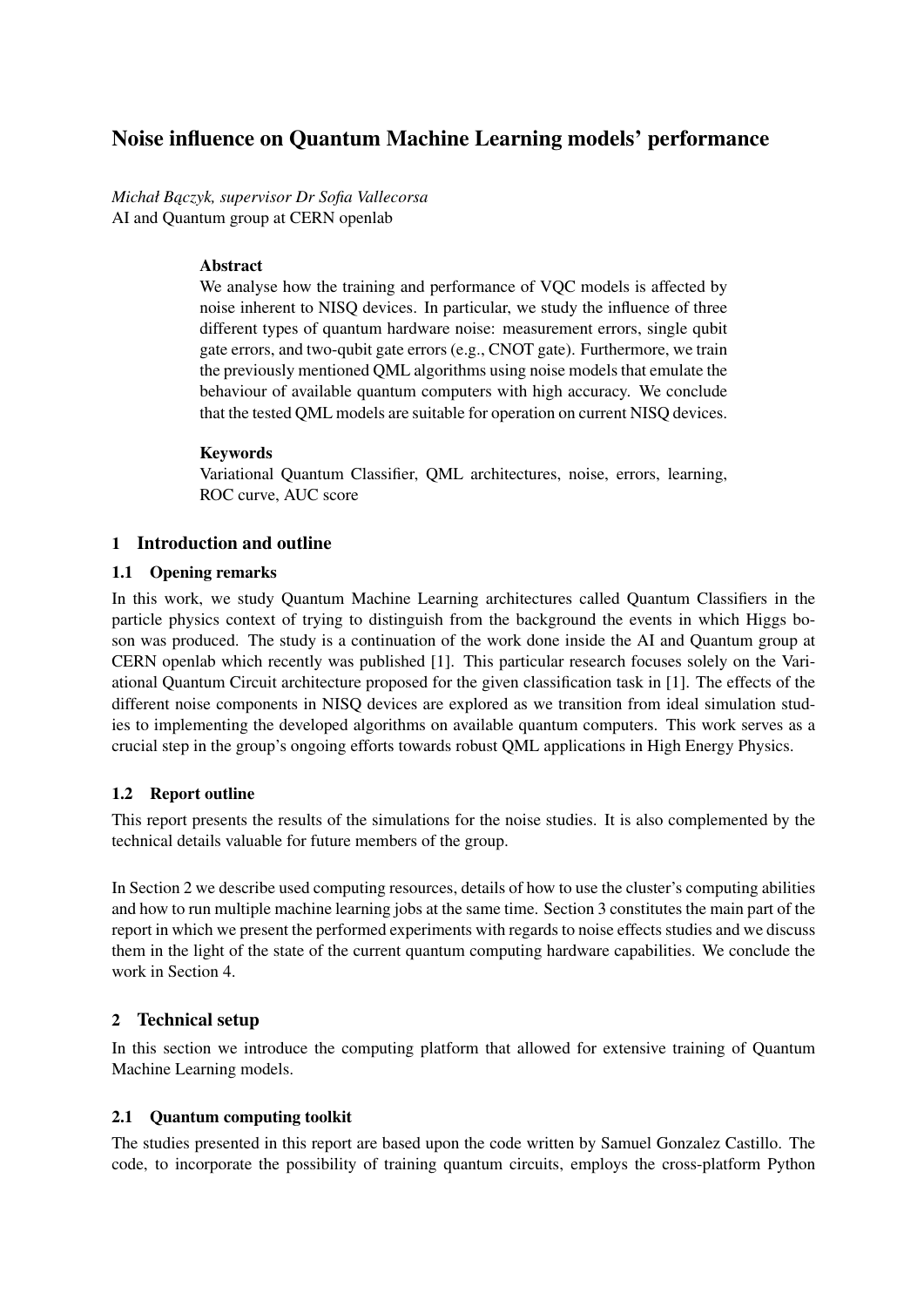# Noise influence on Quantum Machine Learning models' performance

*Michał Bączyk, supervisor Dr Sofia Vallecorsa*
AI and Quantum group at CERN openlab

**Abstract**

We analyse how the training and performance of VQC models is affected by noise inherent to NISQ devices. In particular, we study the influence of three different types of quantum hardware noise: measurement errors, single qubit gate errors, and two-qubit gate errors (e.g., CNOT gate). Furthermore, we train the previously mentioned QML algorithms using noise models that emulate the behaviour of available quantum computers with high accuracy. We conclude that the tested QML models are suitable for operation on current NISQ devices.

**Keywords**

Variational Quantum Classifier, QML architectures, noise, errors, learning, ROC curve, AUC score

## 1 Introduction and outline

### 1.1 Opening remarks

In this work, we study Quantum Machine Learning architectures called Quantum Classifiers in the particle physics context of trying to distinguish from the background the events in which Higgs boson was produced. The study is a continuation of the work done inside the AI and Quantum group at CERN openlab which recently was published [1]. This particular research focuses solely on the Variational Quantum Circuit architecture proposed for the given classification task in [1]. The effects of the different noise components in NISQ devices are explored as we transition from ideal simulation studies to implementing the developed algorithms on available quantum computers. This work serves as a crucial step in the group's ongoing efforts towards robust QML applications in High Energy Physics.

### 1.2 Report outline

This report presents the results of the simulations for the noise studies. It is also complemented by the technical details valuable for future members of the group.

In Section 2 we describe used computing resources, details of how to use the cluster's computing abilities and how to run multiple machine learning jobs at the same time. Section 3 constitutes the main part of the report in which we present the performed experiments with regards to noise effects studies and we discuss them in the light of the state of the current quantum computing hardware capabilities. We conclude the work in Section 4.

## 2 Technical setup

In this section we introduce the computing platform that allowed for extensive training of Quantum Machine Learning models.

### 2.1 Quantum computing toolkit

The studies presented in this report are based upon the code written by Samuel Gonzalez Castillo. The code, to incorporate the possibility of training quantum circuits, employs the cross-platform Python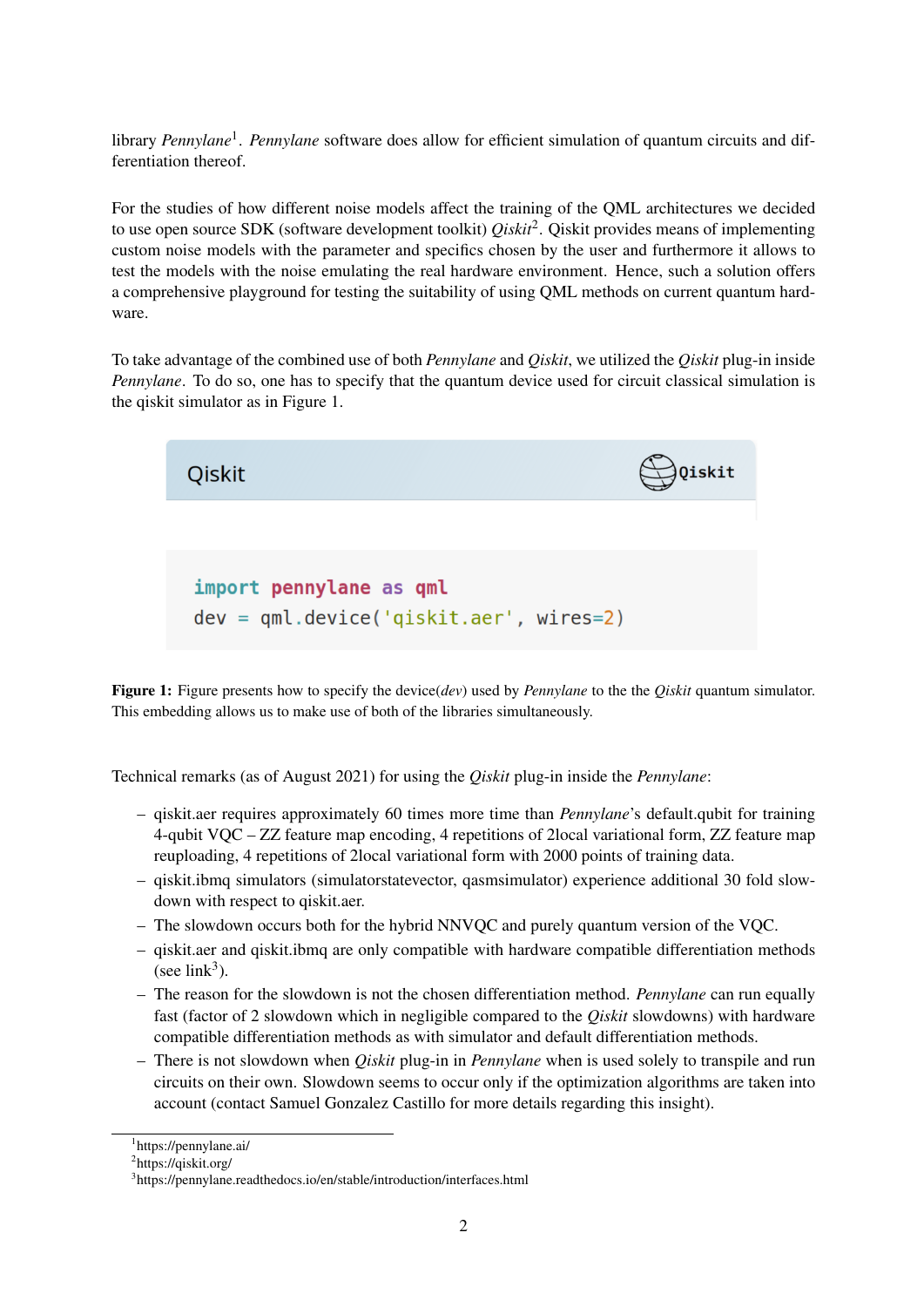library *Pennylane*[1]. *Pennylane* software does allow for efficient simulation of quantum circuits and differentiation thereof.

For the studies of how different noise models affect the training of the QML architectures we decided to use open source SDK (software development toolkit) *Qiskit*[2]. Qiskit provides means of implementing custom noise models with the parameter and specifics chosen by the user and furthermore it allows to test the models with the noise emulating the real hardware environment. Hence, such a solution offers a comprehensive playground for testing the suitability of using QML methods on current quantum hardware.

To take advantage of the combined use of both *Pennylane* and *Qiskit*, we utilized the *Qiskit* plug-in inside *Pennylane*. To do so, one has to specify that the quantum device used for circuit classical simulation is the qiskit simulator as in Figure 1.

Qiskit

```
import pennylane as qml
dev = qml.device('qiskit.aer', wires=2)
```

**Figure 1:** Figure presents how to specify the device(*dev*) used by *Pennylane* to the the *Qiskit* quantum simulator. This embedding allows us to make use of both of the libraries simultaneously.

Technical remarks (as of August 2021) for using the *Qiskit* plug-in inside the *Pennylane*:

- qiskit.aer requires approximately 60 times more time than *Pennylane*'s default.qubit for training 4-qubit VQC – ZZ feature map encoding, 4 repetitions of 2local variational form, ZZ feature map reuploading, 4 repetitions of 2local variational form with 2000 points of training data.
- qiskit.ibmq simulators (simulatorstatevector, qasmsimulator) experience additional 30 fold slowdown with respect to qiskit.aer.
- The slowdown occurs both for the hybrid NNVQC and purely quantum version of the VQC.
- qiskit.aer and qiskit.ibmq are only compatible with hardware compatible differentiation methods (see link[3]).
- The reason for the slowdown is not the chosen differentiation method. *Pennylane* can run equally fast (factor of 2 slowdown which in negligible compared to the *Qiskit* slowdowns) with hardware compatible differentiation methods as with simulator and default differentiation methods.
- There is not slowdown when *Qiskit* plug-in in *Pennylane* when is used solely to transpile and run circuits on their own. Slowdown seems to occur only if the optimization algorithms are taken into account (contact Samuel Gonzalez Castillo for more details regarding this insight).

[1] https://pennylane.ai/

[2] https://qiskit.org/

[3] https://pennylane.readthedocs.io/en/stable/introduction/interfaces.html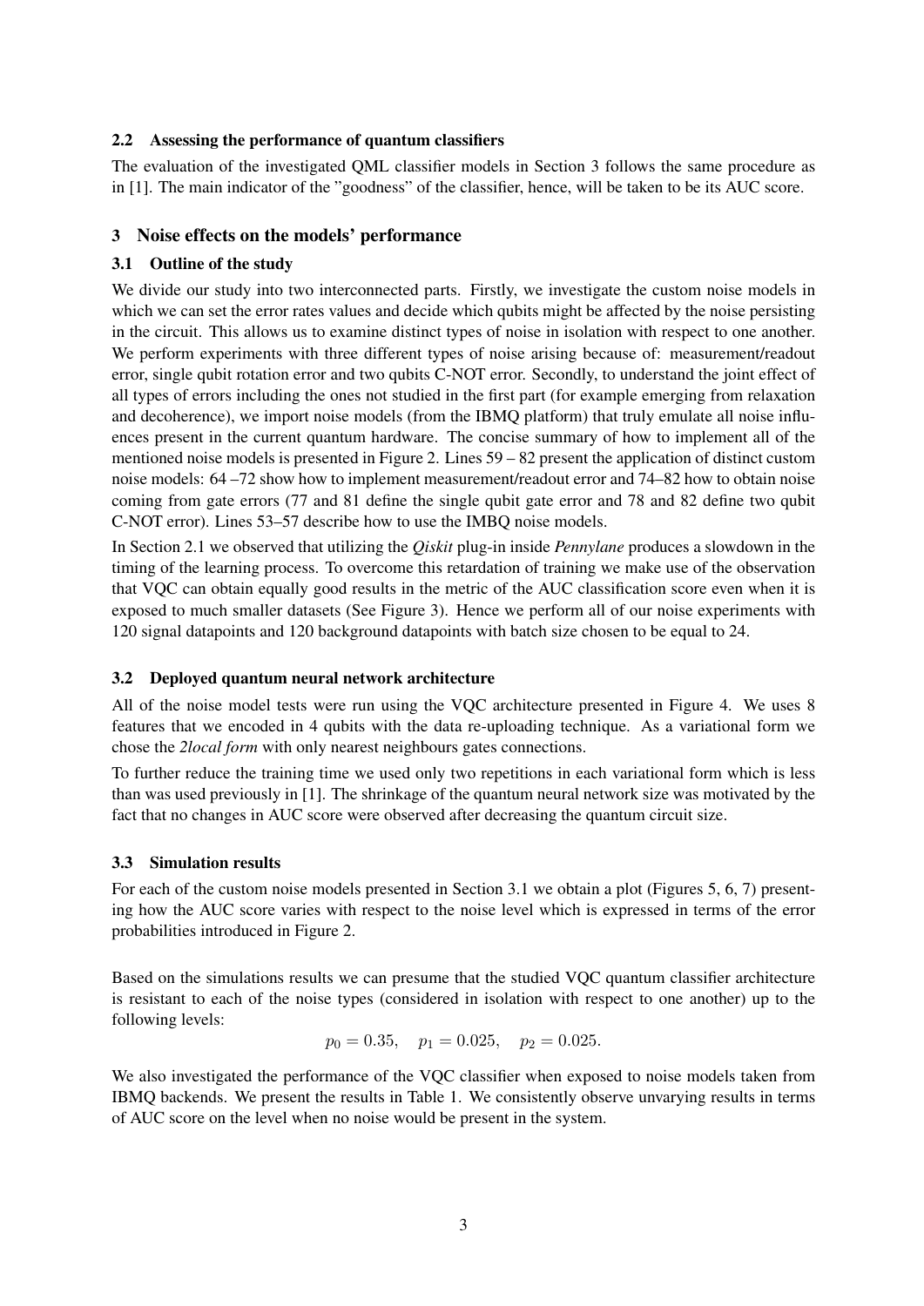### 2.2 Assessing the performance of quantum classifiers

The evaluation of the investigated QML classifier models in Section 3 follows the same procedure as in [1]. The main indicator of the "goodness" of the classifier, hence, will be taken to be its AUC score.

## 3 Noise effects on the models' performance

### 3.1 Outline of the study

We divide our study into two interconnected parts. Firstly, we investigate the custom noise models in which we can set the error rates values and decide which qubits might be affected by the noise persisting in the circuit. This allows us to examine distinct types of noise in isolation with respect to one another. We perform experiments with three different types of noise arising because of: measurement/readout error, single qubit rotation error and two qubits C-NOT error. Secondly, to understand the joint effect of all types of errors including the ones not studied in the first part (for example emerging from relaxation and decoherence), we import noise models (from the IBMQ platform) that truly emulate all noise influences present in the current quantum hardware. The concise summary of how to implement all of the mentioned noise models is presented in Figure 2. Lines 59 – 82 present the application of distinct custom noise models: 64 –72 show how to implement measurement/readout error and 74–82 how to obtain noise coming from gate errors (77 and 81 define the single qubit gate error and 78 and 82 define two qubit C-NOT error). Lines 53–57 describe how to use the IMBQ noise models.

In Section 2.1 we observed that utilizing the *Qiskit* plug-in inside *Pennylane* produces a slowdown in the timing of the learning process. To overcome this retardation of training we make use of the observation that VQC can obtain equally good results in the metric of the AUC classification score even when it is exposed to much smaller datasets (See Figure 3). Hence we perform all of our noise experiments with 120 signal datapoints and 120 background datapoints with batch size chosen to be equal to 24.

### 3.2 Deployed quantum neural network architecture

All of the noise model tests were run using the VQC architecture presented in Figure 4. We uses 8 features that we encoded in 4 qubits with the data re-uploading technique. As a variational form we chose the *2local form* with only nearest neighbours gates connections.

To further reduce the training time we used only two repetitions in each variational form which is less than was used previously in [1]. The shrinkage of the quantum neural network size was motivated by the fact that no changes in AUC score were observed after decreasing the quantum circuit size.

### 3.3 Simulation results

For each of the custom noise models presented in Section 3.1 we obtain a plot (Figures 5, 6, 7) presenting how the AUC score varies with respect to the noise level which is expressed in terms of the error probabilities introduced in Figure 2.

Based on the simulations results we can presume that the studied VQC quantum classifier architecture is resistant to each of the noise types (considered in isolation with respect to one another) up to the following levels:

$$p_0 = 0.35, \quad p_1 = 0.025, \quad p_2 = 0.025.$$

We also investigated the performance of the VQC classifier when exposed to noise models taken from IBMQ backends. We present the results in Table 1. We consistently observe unvarying results in terms of AUC score on the level when no noise would be present in the system.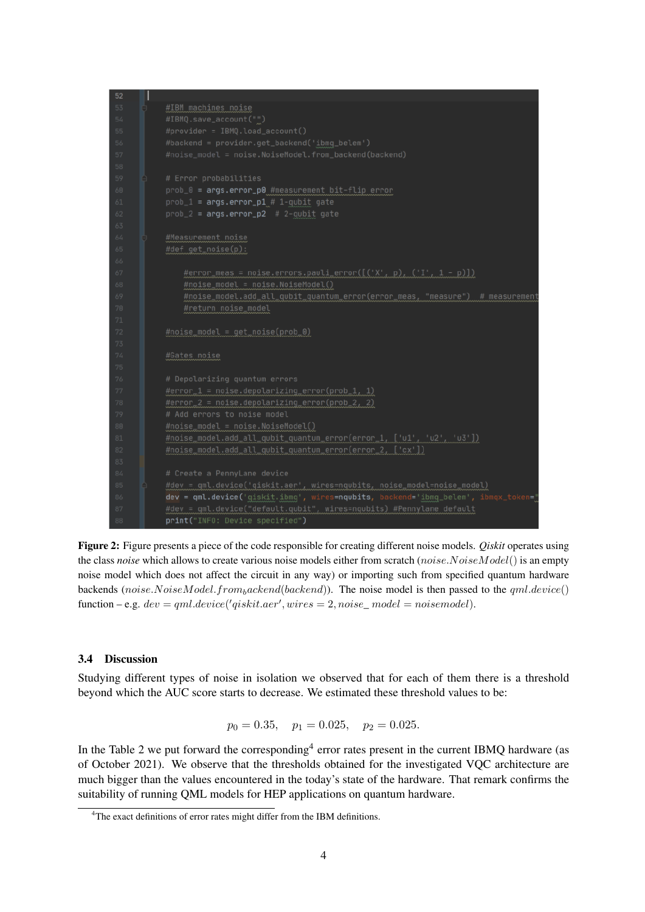```
#IBM machines noise
#IBMQ.save_account("")
#provider = IBMQ.load_account()
#backend = provider.get_backend('ibmq_belem')
#noise_model = noise.NoiseModel.from_backend(backend)

# Error probabilities
prob_0 = args.error_p0 #measurement bit-flip error
prob_1 = args.error_p1 # 1-qubit gate
prob_2 = args.error_p2  # 2-qubit gate

#Measurement noise
#def get_noise(p):

    #error_meas = noise.errors.pauli_error([('X', p), ('I', 1 - p)])
    #noise_model = noise.NoiseModel()
    #noise_model.add_all_qubit_quantum_error(error_meas, "measure")  # measurement
    #return noise_model

#noise_model = get_noise(prob_0)

#Gates noise

# Depolarizing quantum errors
#error_1 = noise.depolarizing_error(prob_1, 1)
#error_2 = noise.depolarizing_error(prob_2, 2)
# Add errors to noise model
#noise_model = noise.NoiseModel()
#noise_model.add_all_qubit_quantum_error(error_1, ['u1', 'u2', 'u3'])
#noise_model.add_all_qubit_quantum_error(error_2, ['cx'])

# Create a PennyLane device
#dev = qml.device('qiskit.aer', wires=nqubits, noise_model=noise_model)
dev = qml.device('qiskit.ibmq', wires=nqubits, backend='ibmq_belem', ibmqx_token="
#dev = qml.device("default.qubit", wires=nqubits) #Pennylane default
print("INFO: Device specified")
```

**Figure 2:** Figure presents a piece of the code responsible for creating different noise models. *Qiskit* operates using the class *noise* which allows to create various noise models either from scratch ($noise.NoiseModel()$ is an empty noise model which does not affect the circuit in any way) or importing such from specified quantum hardware backends ($noise.NoiseModel.from_backend(backend)$). The noise model is then passed to the $qml.device()$ function – e.g. $dev = qml.device('qiskit.aer', wires = 2, noise\_model = noisemodel)$.

### 3.4 Discussion

Studying different types of noise in isolation we observed that for each of them there is a threshold beyond which the AUC score starts to decrease. We estimated these threshold values to be:

$$p_0 = 0.35, \quad p_1 = 0.025, \quad p_2 = 0.025.$$

In the Table 2 we put forward the corresponding[4] error rates present in the current IBMQ hardware (as of October 2021). We observe that the thresholds obtained for the investigated VQC architecture are much bigger than the values encountered in the today's state of the hardware. That remark confirms the suitability of running QML models for HEP applications on quantum hardware.

[4]The exact definitions of error rates might differ from the IBM definitions.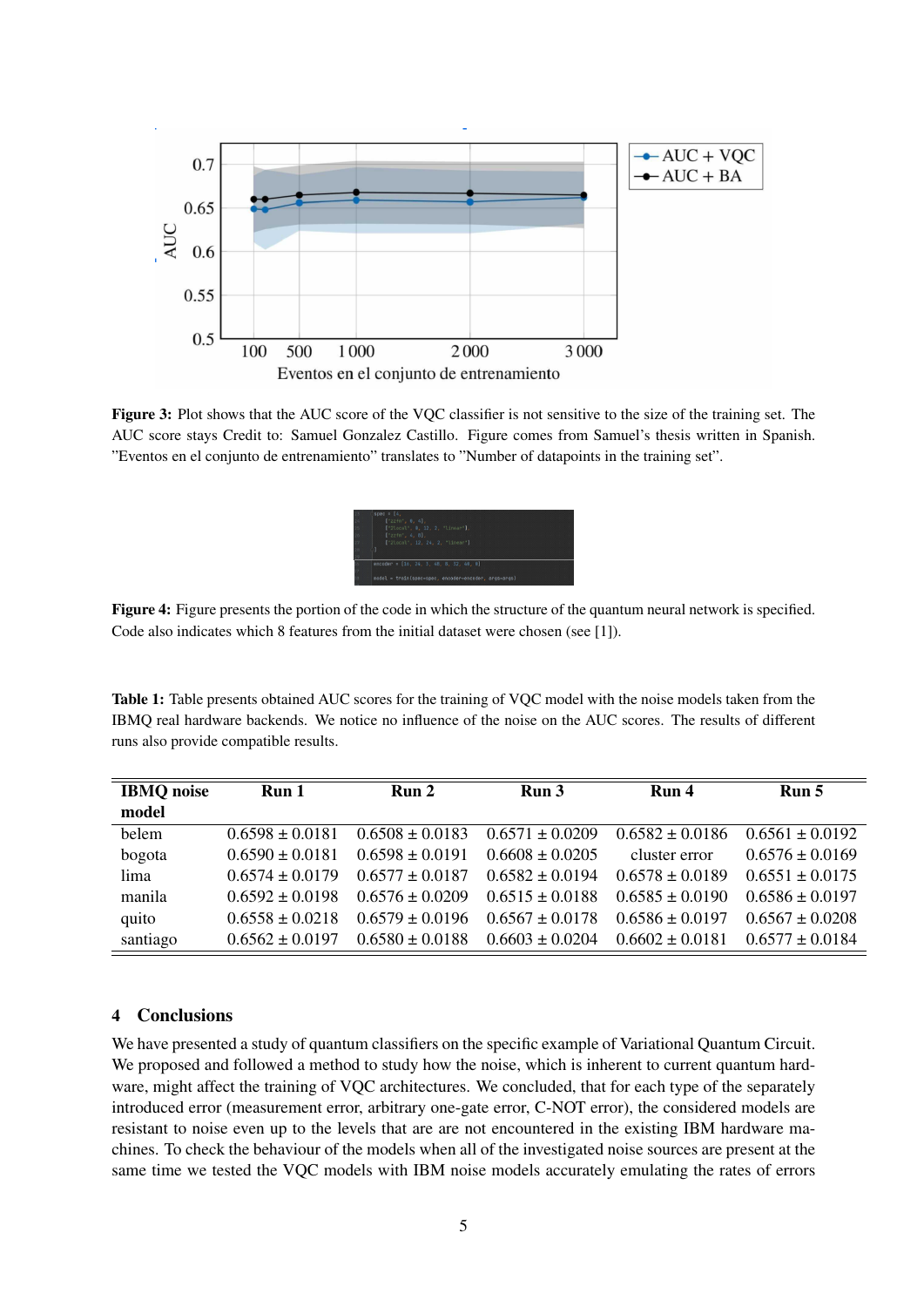**Figure 3:** Plot shows that the AUC score of the VQC classifier is not sensitive to the size of the training set. The AUC score stays Credit to: Samuel Gonzalez Castillo. Figure comes from Samuel's thesis written in Spanish. "Eventos en el conjunto de entrenamiento" translates to "Number of datapoints in the training set".

**Figure 4:** Figure presents the portion of the code in which the structure of the quantum neural network is specified. Code also indicates which 8 features from the initial dataset were chosen (see [1]).

**Table 1:** Table presents obtained AUC scores for the training of VQC model with the noise models taken from the IBMQ real hardware backends. We notice no influence of the noise on the AUC scores. The results of different runs also provide compatible results.

| IBMQ noise model | Run 1 | Run 2 | Run 3 | Run 4 | Run 5 |
|---|---|---|---|---|---|
| belem | 0.6598 ± 0.0181 | 0.6508 ± 0.0183 | 0.6571 ± 0.0209 | 0.6582 ± 0.0186 | 0.6561 ± 0.0192 |
| bogota | 0.6590 ± 0.0181 | 0.6598 ± 0.0191 | 0.6608 ± 0.0205 | cluster error | 0.6576 ± 0.0169 |
| lima | 0.6574 ± 0.0179 | 0.6577 ± 0.0187 | 0.6582 ± 0.0194 | 0.6578 ± 0.0189 | 0.6551 ± 0.0175 |
| manila | 0.6592 ± 0.0198 | 0.6576 ± 0.0209 | 0.6515 ± 0.0188 | 0.6585 ± 0.0190 | 0.6586 ± 0.0197 |
| quito | 0.6558 ± 0.0218 | 0.6579 ± 0.0196 | 0.6567 ± 0.0178 | 0.6586 ± 0.0197 | 0.6567 ± 0.0208 |
| santiago | 0.6562 ± 0.0197 | 0.6580 ± 0.0188 | 0.6603 ± 0.0204 | 0.6602 ± 0.0181 | 0.6577 ± 0.0184 |

## 4 Conclusions

We have presented a study of quantum classifiers on the specific example of Variational Quantum Circuit. We proposed and followed a method to study how the noise, which is inherent to current quantum hardware, might affect the training of VQC architectures. We concluded, that for each type of the separately introduced error (measurement error, arbitrary one-gate error, C-NOT error), the considered models are resistant to noise even up to the levels that are not encountered in the existing IBM hardware machines. To check the behaviour of the models when all of the investigated noise sources are present at the same time we tested the VQC models with IBM noise models accurately emulating the rates of errors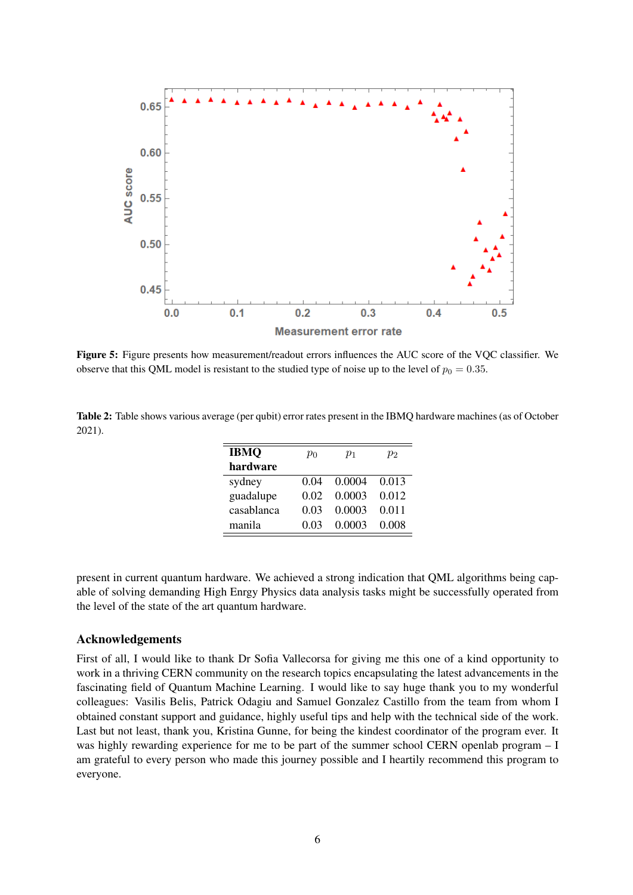**Figure 5:** Figure presents how measurement/readout errors influences the AUC score of the VQC classifier. We observe that this QML model is resistant to the studied type of noise up to the level of $p_0 = 0.35$.

**Table 2:** Table shows various average (per qubit) error rates present in the IBMQ hardware machines (as of October 2021).

| **IBMQ hardware** | $p_0$ | $p_1$ | $p_2$ |
|---|---|---|---|
| sydney | 0.04 | 0.0004 | 0.013 |
| guadalupe | 0.02 | 0.0003 | 0.012 |
| casablanca | 0.03 | 0.0003 | 0.011 |
| manila | 0.03 | 0.0003 | 0.008 |

present in current quantum hardware. We achieved a strong indication that QML algorithms being capable of solving demanding High Enrgy Physics data analysis tasks might be successfully operated from the level of the state of the art quantum hardware.

### Acknowledgements

First of all, I would like to thank Dr Sofia Vallecorsa for giving me this one of a kind opportunity to work in a thriving CERN community on the research topics encapsulating the latest advancements in the fascinating field of Quantum Machine Learning. I would like to say huge thank you to my wonderful colleagues: Vasilis Belis, Patrick Odagiu and Samuel Gonzalez Castillo from the team from whom I obtained constant support and guidance, highly useful tips and help with the technical side of the work. Last but not least, thank you, Kristina Gunne, for being the kindest coordinator of the program ever. It was highly rewarding experience for me to be part of the summer school CERN openlab program – I am grateful to every person who made this journey possible and I heartily recommend this program to everyone.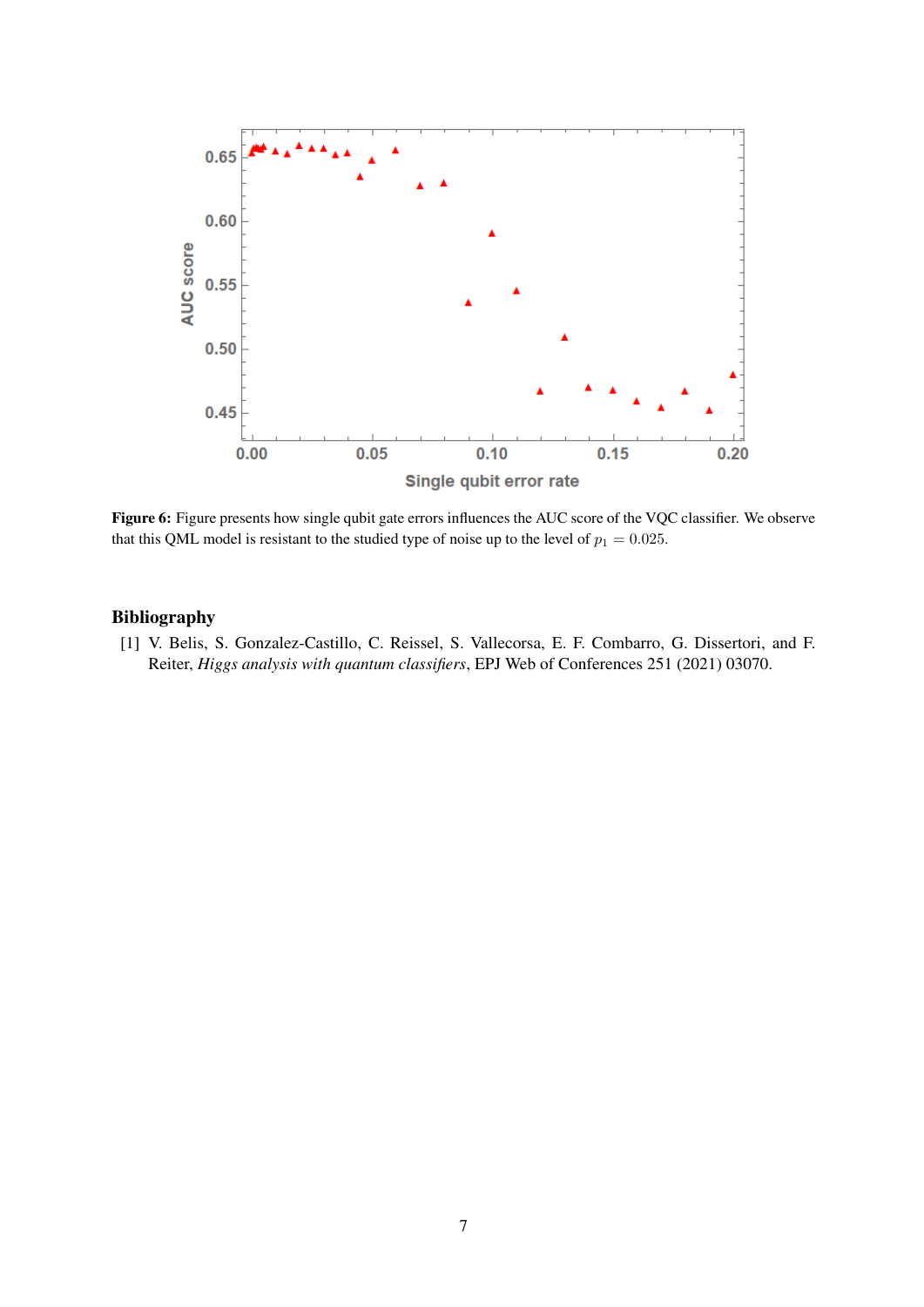**Figure 6:** Figure presents how single qubit gate errors influences the AUC score of the VQC classifier. We observe that this QML model is resistant to the studied type of noise up to the level of $p_1 = 0.025$.

## Bibliography

[1] V. Belis, S. Gonzalez-Castillo, C. Reissel, S. Vallecorsa, E. F. Combarro, G. Dissertori, and F. Reiter, *Higgs analysis with quantum classifiers*, EPJ Web of Conferences 251 (2021) 03070.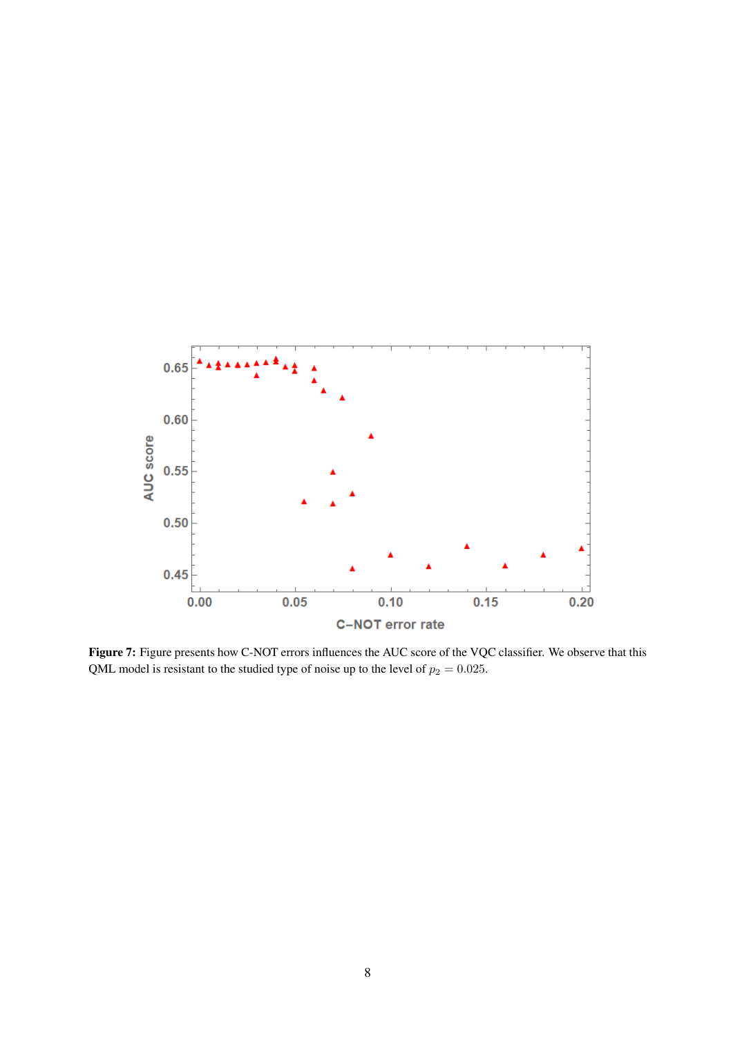AUC score

0.65

0.60

0.55

0.50

0.45

0.00

0.05

0.10

0.15

0.20

C–NOT error rate

**Figure 7:** Figure presents how C-NOT errors influences the AUC score of the VQC classifier. We observe that this QML model is resistant to the studied type of noise up to the level of $p_2 = 0.025$.